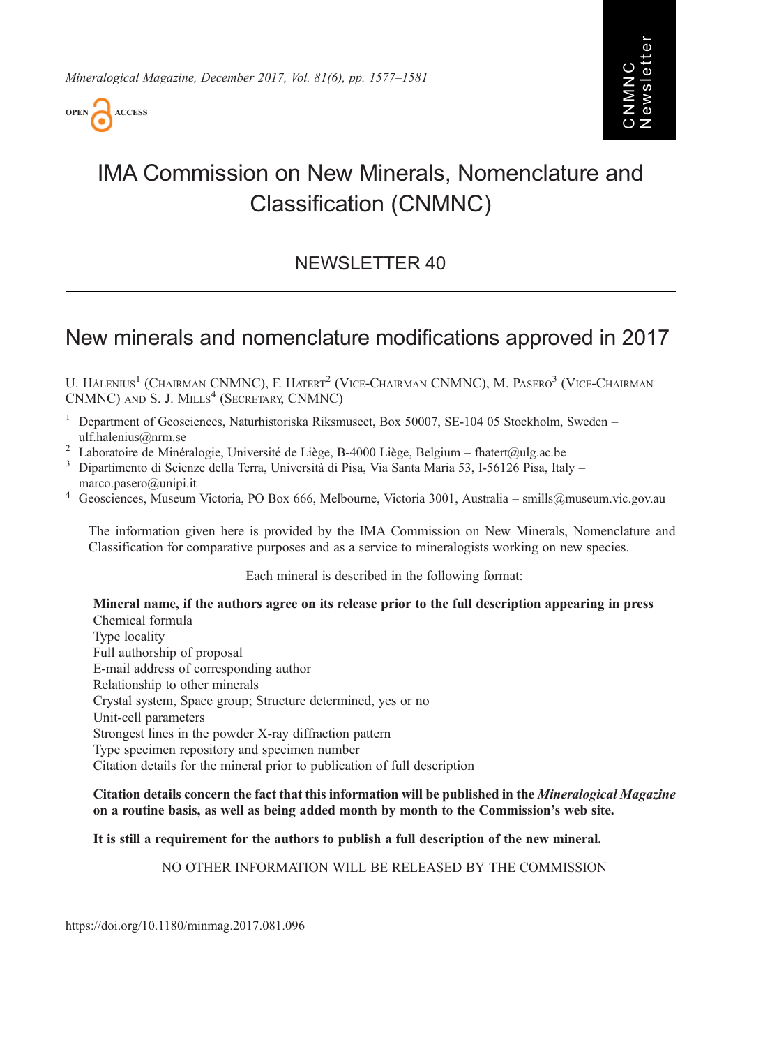# IMA Commission on New Minerals, Nomenclature and Classification (CNMNC)

## NEWSLETTER 40

## New minerals and nomenclature modifications approved in 2017

U. Hålenius[1] (Chairman CNMNC), F. Hatert[2] (Vice-Chairman CNMNC), M. Pasero[3] (Vice-Chairman CNMNC) and S. J. Mills[4] (Secretary, CNMNC)

[1] Department of Geosciences, Naturhistoriska Riksmuseet, Box 50007, SE-104 05 Stockholm, Sweden – ulf.halenius@nrm.se

[2] Laboratoire de Minéralogie, Université de Liège, B-4000 Liège, Belgium – fhatert@ulg.ac.be

[3] Dipartimento di Scienze della Terra, Università di Pisa, Via Santa Maria 53, I-56126 Pisa, Italy – marco.pasero@unipi.it

[4] Geosciences, Museum Victoria, PO Box 666, Melbourne, Victoria 3001, Australia – smills@museum.vic.gov.au

The information given here is provided by the IMA Commission on New Minerals, Nomenclature and Classification for comparative purposes and as a service to mineralogists working on new species.

Each mineral is described in the following format:

**Mineral name, if the authors agree on its release prior to the full description appearing in press**
Chemical formula
Type locality
Full authorship of proposal
E-mail address of corresponding author
Relationship to other minerals
Crystal system, Space group; Structure determined, yes or no
Unit-cell parameters
Strongest lines in the powder X-ray diffraction pattern
Type specimen repository and specimen number
Citation details for the mineral prior to publication of full description

**Citation details concern the fact that this information will be published in the *Mineralogical Magazine* on a routine basis, as well as being added month by month to the Commission's web site.**

**It is still a requirement for the authors to publish a full description of the new mineral.**

NO OTHER INFORMATION WILL BE RELEASED BY THE COMMISSION

https://doi.org/10.1180/minmag.2017.081.096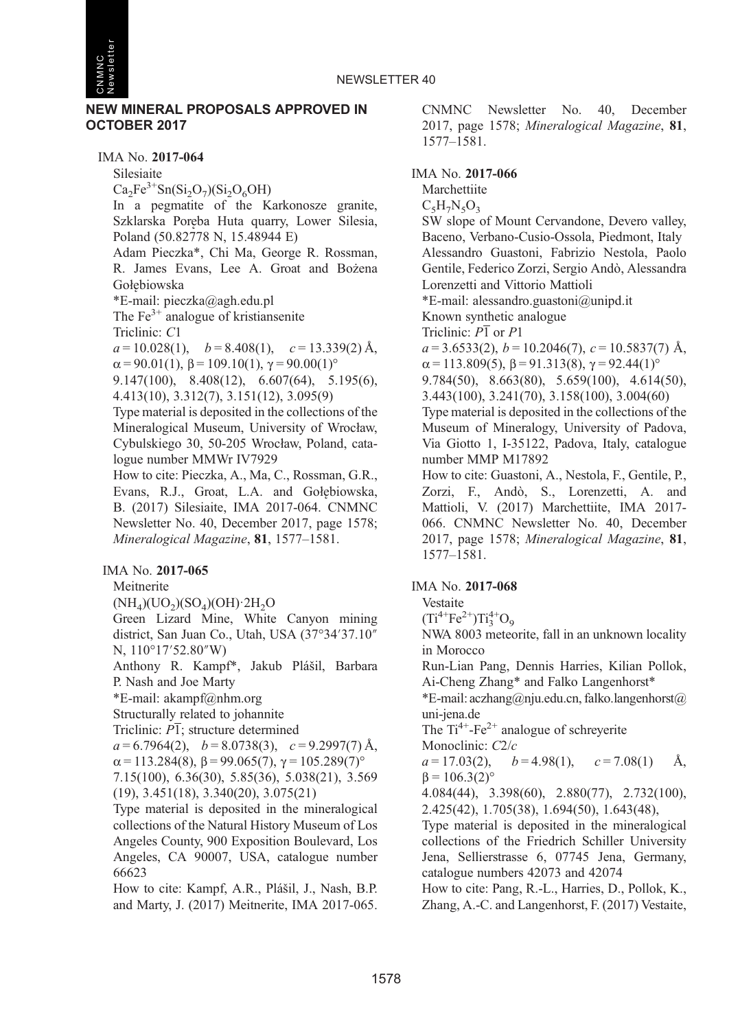## NEW MINERAL PROPOSALS APPROVED IN OCTOBER 2017

IMA No. **2017-064**

Silesiaite

$Ca_2Fe^{3+}Sn(Si_2O_7)(Si_2O_6OH)$

In a pegmatite of the Karkonosze granite, Szklarska Poręba Huta quarry, Lower Silesia, Poland (50.82778 N, 15.48944 E)

Adam Pieczka*, Chi Ma, George R. Rossman, R. James Evans, Lee A. Groat and Bożena Gołębiowska

*E-mail: pieczka@agh.edu.pl

The $Fe^{3+}$ analogue of kristiansenite

Triclinic: *C*1

$a = 10.028(1)$, $b = 8.408(1)$, $c = 13.339(2)$ Å, $\alpha = 90.01(1)$, $\beta = 109.10(1)$, $\gamma = 90.00(1)°$

9.147(100), 8.408(12), 6.607(64), 5.195(6), 4.413(10), 3.312(7), 3.151(12), 3.095(9)

Type material is deposited in the collections of the Mineralogical Museum, University of Wrocław, Cybulskiego 30, 50-205 Wrocław, Poland, catalogue number MMWr IV7929

How to cite: Pieczka, A., Ma, C., Rossman, G.R., Evans, R.J., Groat, L.A. and Gołębiowska, B. (2017) Silesiaite, IMA 2017-064. CNMNC Newsletter No. 40, December 2017, page 1578; *Mineralogical Magazine*, **81**, 1577–1581.

IMA No. **2017-065**

Meitnerite

$(NH_4)(UO_2)(SO_4)(OH)·2H_2O$

Green Lizard Mine, White Canyon mining district, San Juan Co., Utah, USA (37°34′37.10″ N, 110°17′52.80″W)

Anthony R. Kampf*, Jakub Plášil, Barbara P. Nash and Joe Marty

*E-mail: akampf@nhm.org

Structurally related to johannite

Triclinic: $P\overline{1}$; structure determined

$a = 6.7964(2)$, $b = 8.0738(3)$, $c = 9.2997(7)$ Å, $\alpha = 113.284(8)$, $\beta = 99.065(7)$, $\gamma = 105.289(7)°$

7.15(100), 6.36(30), 5.85(36), 5.038(21), 3.569 (19), 3.451(18), 3.340(20), 3.075(21)

Type material is deposited in the mineralogical collections of the Natural History Museum of Los Angeles County, 900 Exposition Boulevard, Los Angeles, CA 90007, USA, catalogue number 66623

How to cite: Kampf, A.R., Plášil, J., Nash, B.P. and Marty, J. (2017) Meitnerite, IMA 2017-065. CNMNC Newsletter No. 40, December 2017, page 1578; *Mineralogical Magazine*, **81**, 1577–1581.

IMA No. **2017-066**

Marchettiite

$C_5H_7N_5O_3$

SW slope of Mount Cervandone, Devero valley, Baceno, Verbano-Cusio-Ossola, Piedmont, Italy

Alessandro Guastoni, Fabrizio Nestola, Paolo Gentile, Federico Zorzi, Sergio Andò, Alessandra Lorenzetti and Vittorio Mattioli

*E-mail: alessandro.guastoni@unipd.it

Known synthetic analogue

Triclinic: $P\overline{1}$ or *P*1

$a = 3.6533(2)$, $b = 10.2046(7)$, $c = 10.5837(7)$ Å, $\alpha = 113.809(5)$, $\beta = 91.313(8)$, $\gamma = 92.44(1)°$

9.784(50), 8.663(80), 5.659(100), 4.614(50), 3.443(100), 3.241(70), 3.158(100), 3.004(60)

Type material is deposited in the collections of the Museum of Mineralogy, University of Padova, Via Giotto 1, I-35122, Padova, Italy, catalogue number MMP M17892

How to cite: Guastoni, A., Nestola, F., Gentile, P., Zorzi, F., Andò, S., Lorenzetti, A. and Mattioli, V. (2017) Marchettiite, IMA 2017-066. CNMNC Newsletter No. 40, December 2017, page 1578; *Mineralogical Magazine*, **81**, 1577–1581.

IMA No. **2017-068**

Vestaite

$(Ti^{4+}Fe^{2+})Ti_3^{4+}O_9$

NWA 8003 meteorite, fall in an unknown locality in Morocco

Run-Lian Pang, Dennis Harries, Kilian Pollok, Ai-Cheng Zhang* and Falko Langenhorst*

*E-mail: aczhang@nju.edu.cn, falko.langenhorst@uni-jena.de

The $Ti^{4+}$-$Fe^{2+}$ analogue of schreyerite

Monoclinic: *C*2/*c*

$a = 17.03(2)$, $b = 4.98(1)$, $c = 7.08(1)$ Å, $\beta = 106.3(2)°$

4.084(44), 3.398(60), 2.880(77), 2.732(100), 2.425(42), 1.705(38), 1.694(50), 1.643(48),

Type material is deposited in the mineralogical collections of the Friedrich Schiller University Jena, Sellierstrasse 6, 07745 Jena, Germany, catalogue numbers 42073 and 42074

How to cite: Pang, R.-L., Harries, D., Pollok, K., Zhang, A.-C. and Langenhorst, F. (2017) Vestaite,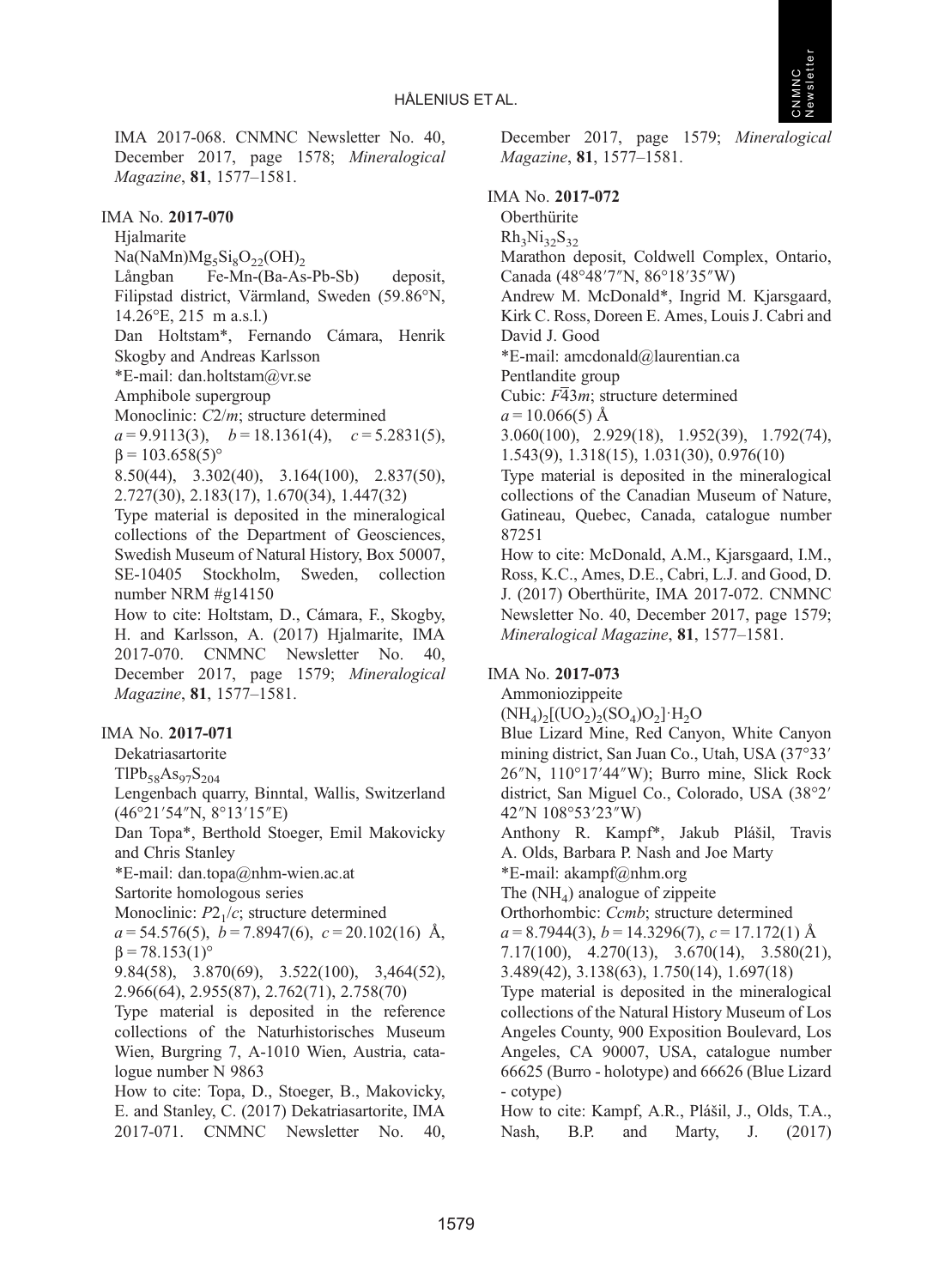IMA 2017-068. CNMNC Newsletter No. 40, December 2017, page 1578; *Mineralogical Magazine*, **81**, 1577–1581.

IMA No. **2017-070**

Hjalmarite

$Na(NaMn)Mg_5Si_8O_{22}(OH)_2$

Långban Fe-Mn-(Ba-As-Pb-Sb) deposit, Filipstad district, Värmland, Sweden (59.86°N, 14.26°E, 215 m a.s.l.)

Dan Holtstam*, Fernando Cámara, Henrik Skogby and Andreas Karlsson

*E-mail: dan.holtstam@vr.se

Amphibole supergroup

Monoclinic: *C*2/*m*; structure determined

$a$ = 9.9113(3), $b$ = 18.1361(4), $c$ = 5.2831(5), β = 103.658(5)°

8.50(44), 3.302(40), 3.164(100), 2.837(50), 2.727(30), 2.183(17), 1.670(34), 1.447(32)

Type material is deposited in the mineralogical collections of the Department of Geosciences, Swedish Museum of Natural History, Box 50007, SE-10405 Stockholm, Sweden, collection number NRM #g14150

How to cite: Holtstam, D., Cámara, F., Skogby, H. and Karlsson, A. (2017) Hjalmarite, IMA 2017-070. CNMNC Newsletter No. 40, December 2017, page 1579; *Mineralogical Magazine*, **81**, 1577–1581.

IMA No. **2017-071**

Dekatriasartorite

$TlPb_{58}As_{97}S_{204}$

Lengenbach quarry, Binntal, Wallis, Switzerland (46°21′54″N, 8°13′15″E)

Dan Topa*, Berthold Stoeger, Emil Makovicky and Chris Stanley

*E-mail: dan.topa@nhm-wien.ac.at

Sartorite homologous series

Monoclinic: $P2_1/c$; structure determined

$a$ = 54.576(5), $b$ = 7.8947(6), $c$ = 20.102(16) Å, β = 78.153(1)°

9.84(58), 3.870(69), 3.522(100), 3,464(52), 2.966(64), 2.955(87), 2.762(71), 2.758(70)

Type material is deposited in the reference collections of the Naturhistorisches Museum Wien, Burgring 7, A-1010 Wien, Austria, catalogue number N 9863

How to cite: Topa, D., Stoeger, B., Makovicky, E. and Stanley, C. (2017) Dekatriasartorite, IMA 2017-071. CNMNC Newsletter No. 40, December 2017, page 1579; *Mineralogical Magazine*, **81**, 1577–1581.

IMA No. **2017-072**

Oberthürite

$Rh_3Ni_{32}S_{32}$

Marathon deposit, Coldwell Complex, Ontario, Canada (48°48′7″N, 86°18′35″W)

Andrew M. McDonald*, Ingrid M. Kjarsgaard, Kirk C. Ross, Doreen E. Ames, Louis J. Cabri and David J. Good

*E-mail: amcdonald@laurentian.ca

Pentlandite group

Cubic: $F\bar{4}3m$; structure determined

$a$ = 10.066(5) Å

3.060(100), 2.929(18), 1.952(39), 1.792(74), 1.543(9), 1.318(15), 1.031(30), 0.976(10)

Type material is deposited in the mineralogical collections of the Canadian Museum of Nature, Gatineau, Quebec, Canada, catalogue number 87251

How to cite: McDonald, A.M., Kjarsgaard, I.M., Ross, K.C., Ames, D.E., Cabri, L.J. and Good, D. J. (2017) Oberthürite, IMA 2017-072. CNMNC Newsletter No. 40, December 2017, page 1579; *Mineralogical Magazine*, **81**, 1577–1581.

IMA No. **2017-073**

Ammoniozippeite

$(NH_4)_2[(UO_2)_2(SO_4)O_2]\cdot H_2O$

Blue Lizard Mine, Red Canyon, White Canyon mining district, San Juan Co., Utah, USA (37°33′26″N, 110°17′44″W); Burro mine, Slick Rock district, San Miguel Co., Colorado, USA (38°2′42″N 108°53′23″W)

Anthony R. Kampf*, Jakub Plášil, Travis A. Olds, Barbara P. Nash and Joe Marty

*E-mail: akampf@nhm.org

The $(NH_4)$ analogue of zippeite

Orthorhombic: *Ccmb*; structure determined

$a$ = 8.7944(3), $b$ = 14.3296(7), $c$ = 17.172(1) Å

7.17(100), 4.270(13), 3.670(14), 3.580(21), 3.489(42), 3.138(63), 1.750(14), 1.697(18)

Type material is deposited in the mineralogical collections of the Natural History Museum of Los Angeles County, 900 Exposition Boulevard, Los Angeles, CA 90007, USA, catalogue number 66625 (Burro - holotype) and 66626 (Blue Lizard - cotype)

How to cite: Kampf, A.R., Plášil, J., Olds, T.A., Nash, B.P. and Marty, J. (2017)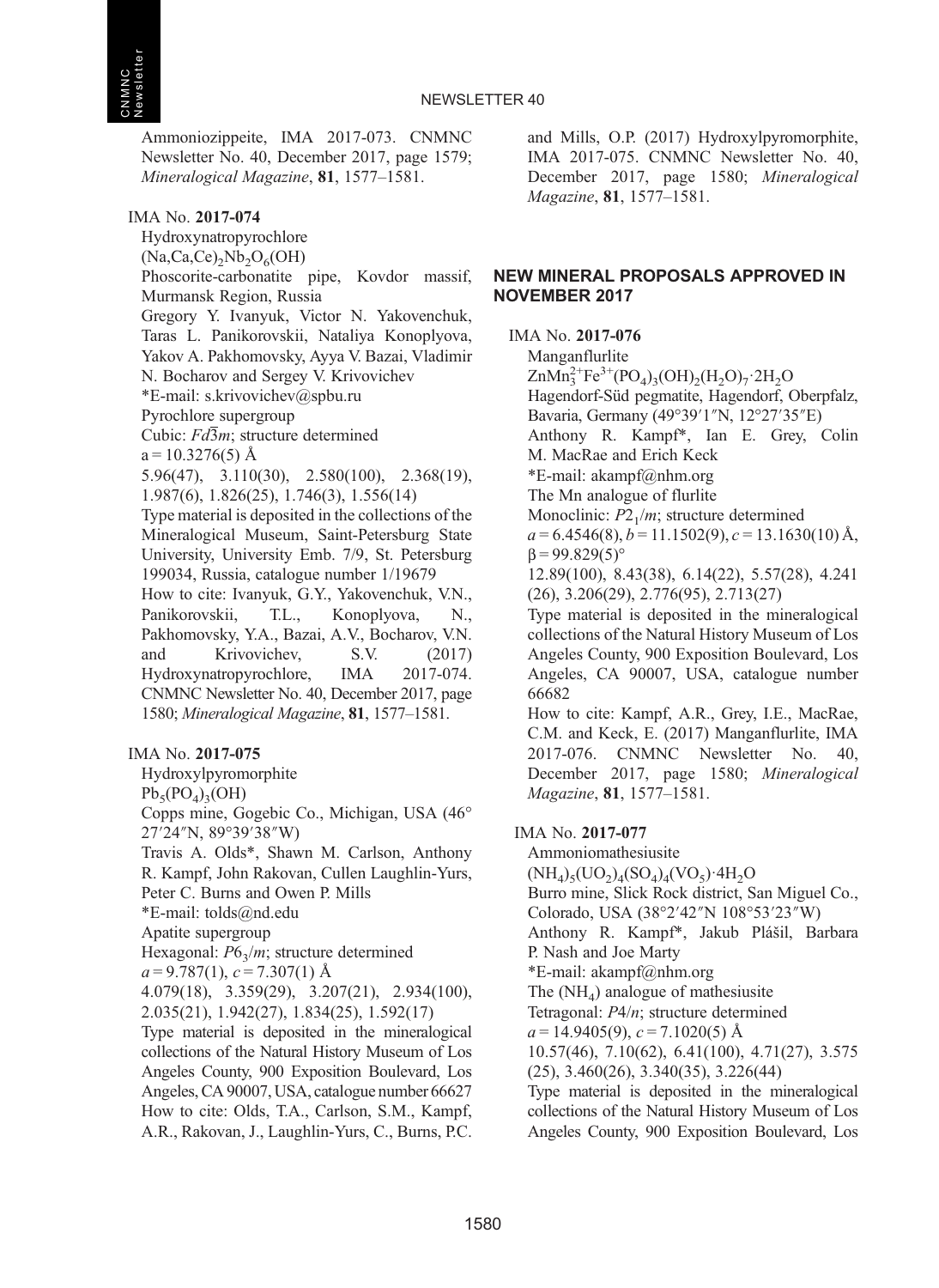Ammoniozippeite, IMA 2017-073. CNMNC Newsletter No. 40, December 2017, page 1579; *Mineralogical Magazine*, **81**, 1577–1581.

IMA No. **2017-074**

Hydroxynatropyrochlore

$(Na,Ca,Ce)_2Nb_2O_6(OH)$

Phoscorite-carbonatite pipe, Kovdor massif, Murmansk Region, Russia

Gregory Y. Ivanyuk, Victor N. Yakovenchuk, Taras L. Panikorovskii, Nataliya Konoplyova, Yakov A. Pakhomovsky, Ayya V. Bazai, Vladimir N. Bocharov and Sergey V. Krivovichev

*E-mail: s.krivovichev@spbu.ru

Pyrochlore supergroup

Cubic: $Fd\bar{3}m$; structure determined

a = 10.3276(5) Å

5.96(47), 3.110(30), 2.580(100), 2.368(19), 1.987(6), 1.826(25), 1.746(3), 1.556(14)

Type material is deposited in the collections of the Mineralogical Museum, Saint-Petersburg State University, University Emb. 7/9, St. Petersburg 199034, Russia, catalogue number 1/19679

How to cite: Ivanyuk, G.Y., Yakovenchuk, V.N., Panikorovskii, T.L., Konoplyova, N., Pakhomovsky, Y.A., Bazai, A.V., Bocharov, V.N. and Krivovichev, S.V. (2017) Hydroxynatropyrochlore, IMA 2017-074. CNMNC Newsletter No. 40, December 2017, page 1580; *Mineralogical Magazine*, **81**, 1577–1581.

IMA No. **2017-075**

Hydroxylpyromorphite

$Pb_5(PO_4)_3(OH)$

Copps mine, Gogebic Co., Michigan, USA (46° 27′24″N, 89°39′38″W)

Travis A. Olds*, Shawn M. Carlson, Anthony R. Kampf, John Rakovan, Cullen Laughlin-Yurs, Peter C. Burns and Owen P. Mills

*E-mail: tolds@nd.edu

Apatite supergroup

Hexagonal: $P6_3/m$; structure determined

$a$ = 9.787(1), $c$ = 7.307(1) Å

4.079(18), 3.359(29), 3.207(21), 2.934(100), 2.035(21), 1.942(27), 1.834(25), 1.592(17)

Type material is deposited in the mineralogical collections of the Natural History Museum of Los Angeles County, 900 Exposition Boulevard, Los Angeles, CA 90007, USA, catalogue number 66627

How to cite: Olds, T.A., Carlson, S.M., Kampf, A.R., Rakovan, J., Laughlin-Yurs, C., Burns, P.C. and Mills, O.P. (2017) Hydroxylpyromorphite, IMA 2017-075. CNMNC Newsletter No. 40, December 2017, page 1580; *Mineralogical Magazine*, **81**, 1577–1581.

## NEW MINERAL PROPOSALS APPROVED IN NOVEMBER 2017

IMA No. **2017-076**

Manganflurlite

$ZnMn^{2+}_3Fe^{3+}(PO_4)_3(OH)_2(H_2O)_7{\cdot}2H_2O$

Hagendorf-Süd pegmatite, Hagendorf, Oberpfalz, Bavaria, Germany (49°39′1″N, 12°27′35″E)

Anthony R. Kampf*, Ian E. Grey, Colin M. MacRae and Erich Keck

*E-mail: akampf@nhm.org

The Mn analogue of flurlite

Monoclinic: $P2_1/m$; structure determined

$a$ = 6.4546(8), $b$ = 11.1502(9), $c$ = 13.1630(10) Å, β = 99.829(5)°

12.89(100), 8.43(38), 6.14(22), 5.57(28), 4.241 (26), 3.206(29), 2.776(95), 2.713(27)

Type material is deposited in the mineralogical collections of the Natural History Museum of Los Angeles County, 900 Exposition Boulevard, Los Angeles, CA 90007, USA, catalogue number 66682

How to cite: Kampf, A.R., Grey, I.E., MacRae, C.M. and Keck, E. (2017) Manganflurlite, IMA 2017-076. CNMNC Newsletter No. 40, December 2017, page 1580; *Mineralogical Magazine*, **81**, 1577–1581.

IMA No. **2017-077**

Ammoniomathesiusite

$(NH_4)_5(UO_2)_4(SO_4)_4(VO_5){\cdot}4H_2O$

Burro mine, Slick Rock district, San Miguel Co., Colorado, USA (38°2′42″N 108°53′23″W)

Anthony R. Kampf*, Jakub Plášil, Barbara P. Nash and Joe Marty

*E-mail: akampf@nhm.org

The $(NH_4)$ analogue of mathesiusite

Tetragonal: $P4/n$; structure determined

$a$ = 14.9405(9), $c$ = 7.1020(5) Å

10.57(46), 7.10(62), 6.41(100), 4.71(27), 3.575 (25), 3.460(26), 3.340(35), 3.226(44)

Type material is deposited in the mineralogical collections of the Natural History Museum of Los Angeles County, 900 Exposition Boulevard, Los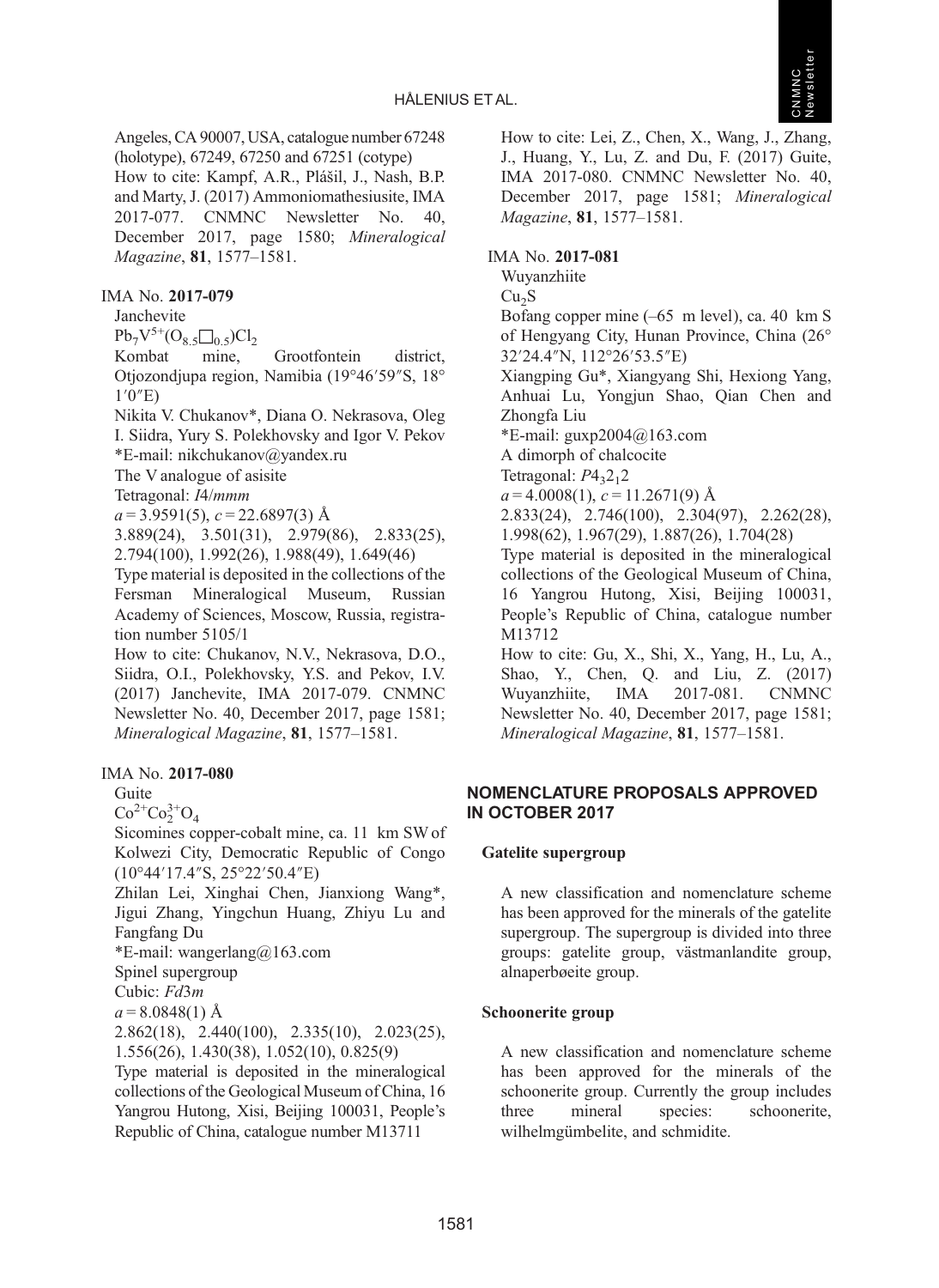Angeles, CA 90007, USA, catalogue number 67248 (holotype), 67249, 67250 and 67251 (cotype)

How to cite: Kampf, A.R., Plášil, J., Nash, B.P. and Marty, J. (2017) Ammoniomathesiusite, IMA 2017-077. CNMNC Newsletter No. 40, December 2017, page 1580; *Mineralogical Magazine*, **81**, 1577–1581.

IMA No. **2017-079**

Janchevite

$Pb_7V^{5+}(O_{8.5}\square_{0.5})Cl_2$

Kombat mine, Grootfontein district, Otjozondjupa region, Namibia (19°46′59″S, 18° 1′0″E)

Nikita V. Chukanov*, Diana O. Nekrasova, Oleg I. Siidra, Yury S. Polekhovsky and Igor V. Pekov

*E-mail: nikchukanov@yandex.ru

The V analogue of asisite

Tetragonal: *I*4/*mmm*

$a$ = 3.9591(5), $c$ = 22.6897(3) Å

3.889(24), 3.501(31), 2.979(86), 2.833(25), 2.794(100), 1.992(26), 1.988(49), 1.649(46)

Type material is deposited in the collections of the Fersman Mineralogical Museum, Russian Academy of Sciences, Moscow, Russia, registration number 5105/1

How to cite: Chukanov, N.V., Nekrasova, D.O., Siidra, O.I., Polekhovsky, Y.S. and Pekov, I.V. (2017) Janchevite, IMA 2017-079. CNMNC Newsletter No. 40, December 2017, page 1581; *Mineralogical Magazine*, **81**, 1577–1581.

IMA No. **2017-080**

Guite

$Co^{2+}Co^{3+}_2O_4$

Sicomines copper-cobalt mine, ca. 11 km SW of Kolwezi City, Democratic Republic of Congo (10°44′17.4″S, 25°22′50.4″E)

Zhilan Lei, Xinghai Chen, Jianxiong Wang*, Jigui Zhang, Yingchun Huang, Zhiyu Lu and Fangfang Du

*E-mail: wangerlang@163.com

Spinel supergroup

Cubic: *Fd*3*m*

$a$ = 8.0848(1) Å

2.862(18), 2.440(100), 2.335(10), 2.023(25), 1.556(26), 1.430(38), 1.052(10), 0.825(9)

Type material is deposited in the mineralogical collections of the Geological Museum of China, 16 Yangrou Hutong, Xisi, Beijing 100031, People's Republic of China, catalogue number M13711

How to cite: Lei, Z., Chen, X., Wang, J., Zhang, J., Huang, Y., Lu, Z. and Du, F. (2017) Guite, IMA 2017-080. CNMNC Newsletter No. 40, December 2017, page 1581; *Mineralogical Magazine*, **81**, 1577–1581.

IMA No. **2017-081**

Wuyanzhiite

$Cu_2S$

Bofang copper mine (–65 m level), ca. 40 km S of Hengyang City, Hunan Province, China (26° 32′24.4″N, 112°26′53.5″E)

Xiangping Gu*, Xiangyang Shi, Hexiong Yang, Anhuai Lu, Yongjun Shao, Qian Chen and Zhongfa Liu

*E-mail: guxp2004@163.com

A dimorph of chalcocite

Tetragonal: $P4_32_12$

$a$ = 4.0008(1), $c$ = 11.2671(9) Å

2.833(24), 2.746(100), 2.304(97), 2.262(28), 1.998(62), 1.967(29), 1.887(26), 1.704(28)

Type material is deposited in the mineralogical collections of the Geological Museum of China, 16 Yangrou Hutong, Xisi, Beijing 100031, People's Republic of China, catalogue number M13712

How to cite: Gu, X., Shi, X., Yang, H., Lu, A., Shao, Y., Chen, Q. and Liu, Z. (2017) Wuyanzhiite, IMA 2017-081. CNMNC Newsletter No. 40, December 2017, page 1581; *Mineralogical Magazine*, **81**, 1577–1581.

## NOMENCLATURE PROPOSALS APPROVED IN OCTOBER 2017

### Gatelite supergroup

A new classification and nomenclature scheme has been approved for the minerals of the gatelite supergroup. The supergroup is divided into three groups: gatelite group, västmanlandite group, alnaperbøeite group.

### Schoonerite group

A new classification and nomenclature scheme has been approved for the minerals of the schoonerite group. Currently the group includes three mineral species: schoonerite, wilhelmgümbelite, and schmidite.